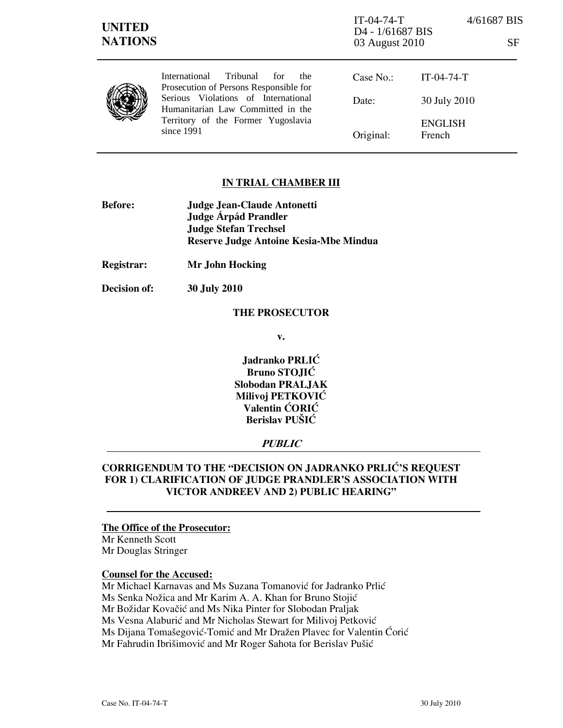IT-04-74-T 4/61687 BIS
D4 - 1/61687 BIS
03 August 2010 SF

**UNITED NATIONS**

International Tribunal for the Prosecution of Persons Responsible for Serious Violations of International Humanitarian Law Committed in the Territory of the Former Yugoslavia since 1991

| | |
|---|---|
| Case No.: | IT-04-74-T |
| Date: | 30 July 2010 |
| Original: | ENGLISH<br>French |

**IN TRIAL CHAMBER III**

**Before:** **Judge Jean-Claude Antonetti**
**Judge Árpád Prandler**
**Judge Stefan Trechsel**
**Reserve Judge Antoine Kesia-Mbe Mindua**

**Registrar:** **Mr John Hocking**

**Decision of:** **30 July 2010**

**THE PROSECUTOR**

**v.**

**Jadranko PRLIĆ**
**Bruno STOJIĆ**
**Slobodan PRALJAK**
**Milivoj PETKOVIĆ**
**Valentin ĆORIĆ**
**Berislav PUŠIĆ**

***PUBLIC***

**CORRIGENDUM TO THE "DECISION ON JADRANKO PRLIĆ'S REQUEST FOR 1) CLARIFICATION OF JUDGE PRANDLER'S ASSOCIATION WITH VICTOR ANDREEV AND 2) PUBLIC HEARING"**

**The Office of the Prosecutor:**
Mr Kenneth Scott
Mr Douglas Stringer

**Counsel for the Accused:**
Mr Michael Karnavas and Ms Suzana Tomanović for Jadranko Prlić
Ms Senka Nožica and Mr Karim A. A. Khan for Bruno Stojić
Mr Božidar Kovačić and Ms Nika Pinter for Slobodan Praljak
Ms Vesna Alaburić and Mr Nicholas Stewart for Milivoj Petković
Ms Dijana Tomašegović-Tomić and Mr Dražen Plavec for Valentin Ćorić
Mr Fahrudin Ibrišimović and Mr Roger Sahota for Berislav Pušić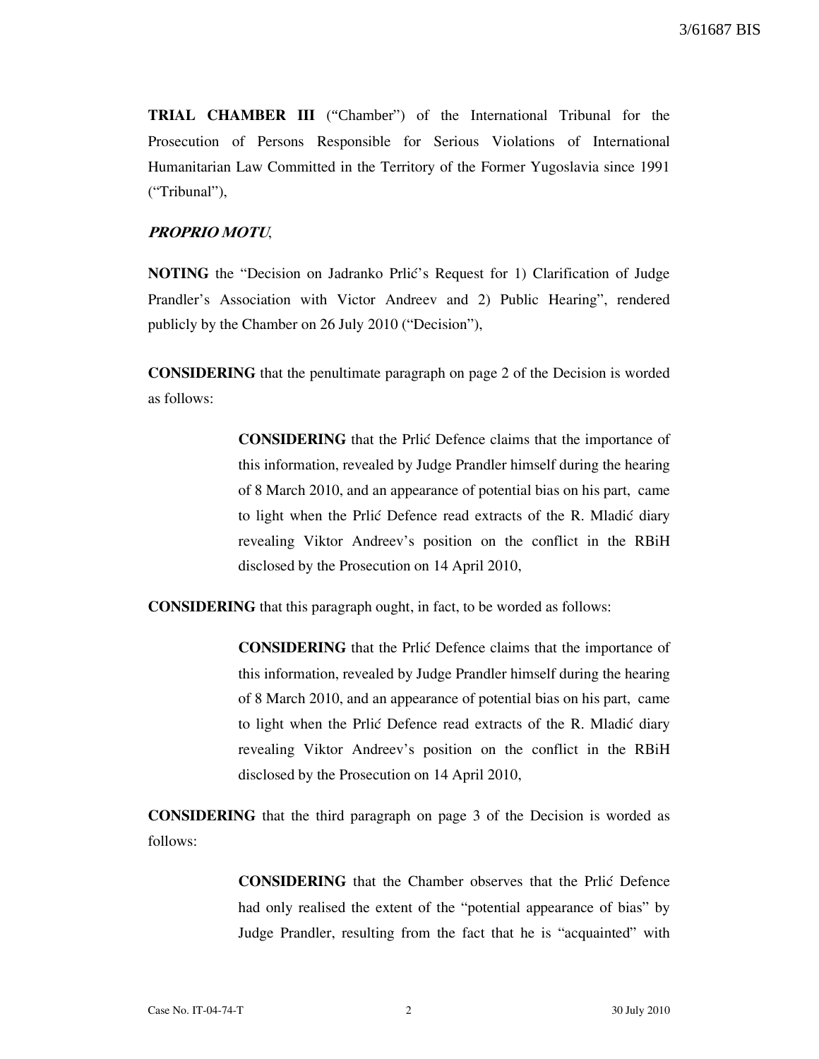**TRIAL CHAMBER III** ("Chamber") of the International Tribunal for the Prosecution of Persons Responsible for Serious Violations of International Humanitarian Law Committed in the Territory of the Former Yugoslavia since 1991 ("Tribunal"),

***PROPRIO MOTU***,

**NOTING** the "Decision on Jadranko Prlić's Request for 1) Clarification of Judge Prandler's Association with Victor Andreev and 2) Public Hearing", rendered publicly by the Chamber on 26 July 2010 ("Decision"),

**CONSIDERING** that the penultimate paragraph on page 2 of the Decision is worded as follows:

> **CONSIDERING** that the Prlić Defence claims that the importance of this information, revealed by Judge Prandler himself during the hearing of 8 March 2010, and an appearance of potential bias on his part, came to light when the Prlić Defence read extracts of the R. Mladić diary revealing Viktor Andreev's position on the conflict in the RBiH disclosed by the Prosecution on 14 April 2010,

**CONSIDERING** that this paragraph ought, in fact, to be worded as follows:

> **CONSIDERING** that the Prlić Defence claims that the importance of this information, revealed by Judge Prandler himself during the hearing of 8 March 2010, and an appearance of potential bias on his part, came to light when the Prlić Defence read extracts of the R. Mladić diary revealing Viktor Andreev's position on the conflict in the RBiH disclosed by the Prosecution on 14 April 2010,

**CONSIDERING** that the third paragraph on page 3 of the Decision is worded as follows:

> **CONSIDERING** that the Chamber observes that the Prlić Defence had only realised the extent of the "potential appearance of bias" by Judge Prandler, resulting from the fact that he is "acquainted" with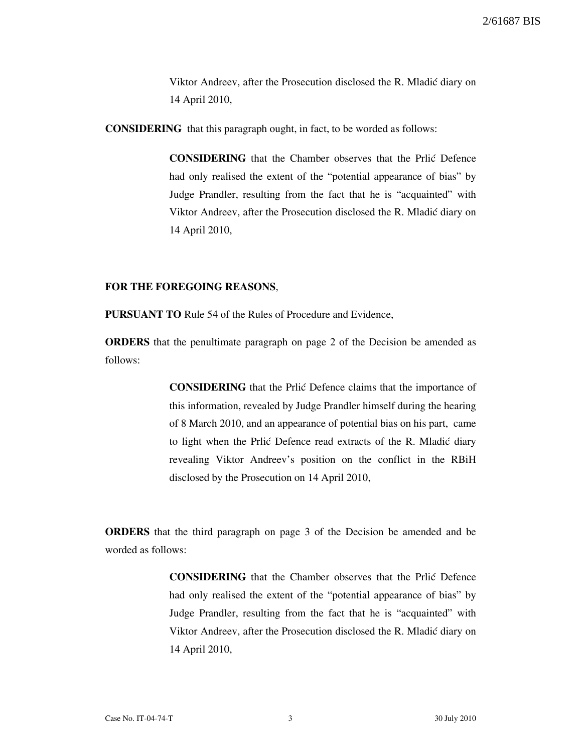> Viktor Andreev, after the Prosecution disclosed the R. Mladić diary on 14 April 2010,

**CONSIDERING** that this paragraph ought, in fact, to be worded as follows:

> **CONSIDERING** that the Chamber observes that the Prlić Defence had only realised the extent of the "potential appearance of bias" by Judge Prandler, resulting from the fact that he is "acquainted" with Viktor Andreev, after the Prosecution disclosed the R. Mladić diary on 14 April 2010,

**FOR THE FOREGOING REASONS**,

**PURSUANT TO** Rule 54 of the Rules of Procedure and Evidence,

**ORDERS** that the penultimate paragraph on page 2 of the Decision be amended as follows:

> **CONSIDERING** that the Prlić Defence claims that the importance of this information, revealed by Judge Prandler himself during the hearing of 8 March 2010, and an appearance of potential bias on his part, came to light when the Prlić Defence read extracts of the R. Mladić diary revealing Viktor Andreev's position on the conflict in the RBiH disclosed by the Prosecution on 14 April 2010,

**ORDERS** that the third paragraph on page 3 of the Decision be amended and be worded as follows:

> **CONSIDERING** that the Chamber observes that the Prlić Defence had only realised the extent of the "potential appearance of bias" by Judge Prandler, resulting from the fact that he is "acquainted" with Viktor Andreev, after the Prosecution disclosed the R. Mladić diary on 14 April 2010,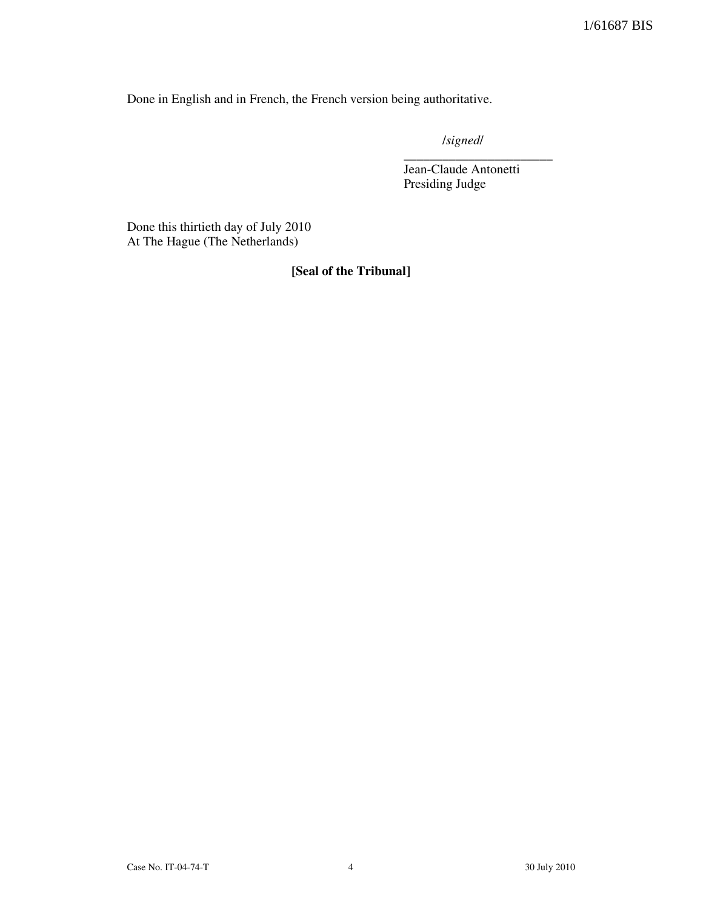Done in English and in French, the French version being authoritative.

/*signed*/

\_\_\_\_\_\_\_\_\_\_\_\_\_\_\_\_\_\_\_\_\_\_\_\_

Jean-Claude Antonetti
Presiding Judge

Done this thirtieth day of July 2010
At The Hague (The Netherlands)

**[Seal of the Tribunal]**